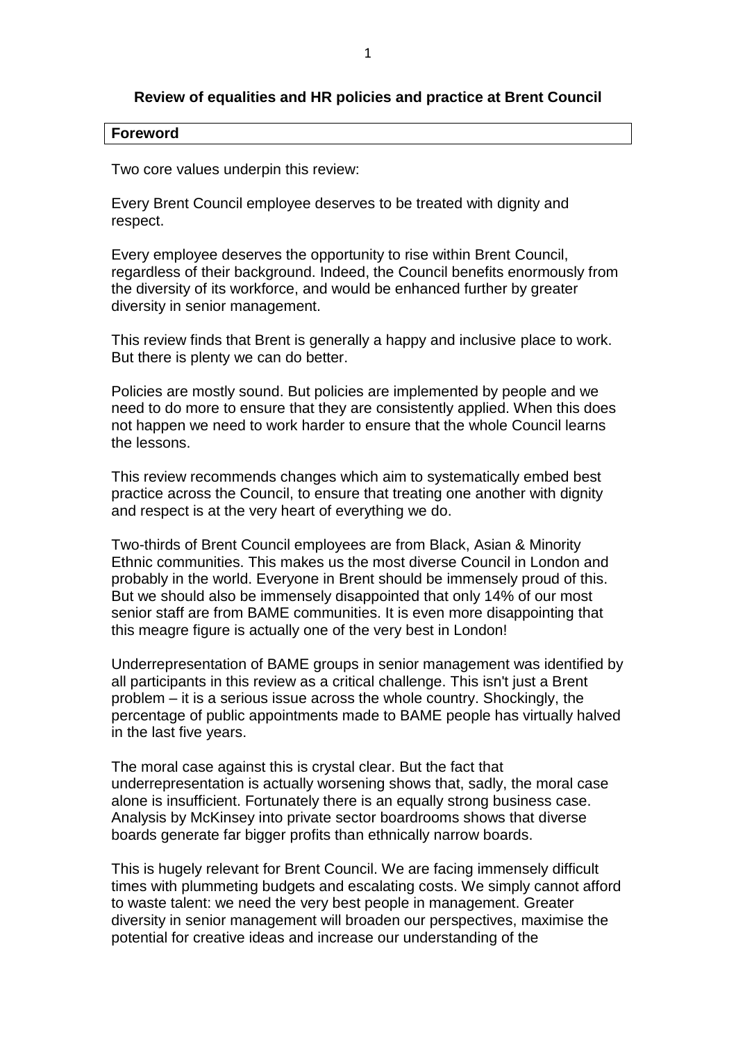# Review of equalities and HR policies and practice at Brent Council

## Foreword

Two core values underpin this review:

Every Brent Council employee deserves to be treated with dignity and respect.

Every employee deserves the opportunity to rise within Brent Council, regardless of their background. Indeed, the Council benefits enormously from the diversity of its workforce, and would be enhanced further by greater diversity in senior management.

This review finds that Brent is generally a happy and inclusive place to work. But there is plenty we can do better.

Policies are mostly sound. But policies are implemented by people and we need to do more to ensure that they are consistently applied. When this does not happen we need to work harder to ensure that the whole Council learns the lessons.

This review recommends changes which aim to systematically embed best practice across the Council, to ensure that treating one another with dignity and respect is at the very heart of everything we do.

Two-thirds of Brent Council employees are from Black, Asian & Minority Ethnic communities. This makes us the most diverse Council in London and probably in the world. Everyone in Brent should be immensely proud of this. But we should also be immensely disappointed that only 14% of our most senior staff are from BAME communities. It is even more disappointing that this meagre figure is actually one of the very best in London!

Underrepresentation of BAME groups in senior management was identified by all participants in this review as a critical challenge. This isn't just a Brent problem – it is a serious issue across the whole country. Shockingly, the percentage of public appointments made to BAME people has virtually halved in the last five years.

The moral case against this is crystal clear. But the fact that underrepresentation is actually worsening shows that, sadly, the moral case alone is insufficient. Fortunately there is an equally strong business case. Analysis by McKinsey into private sector boardrooms shows that diverse boards generate far bigger profits than ethnically narrow boards.

This is hugely relevant for Brent Council. We are facing immensely difficult times with plummeting budgets and escalating costs. We simply cannot afford to waste talent: we need the very best people in management. Greater diversity in senior management will broaden our perspectives, maximise the potential for creative ideas and increase our understanding of the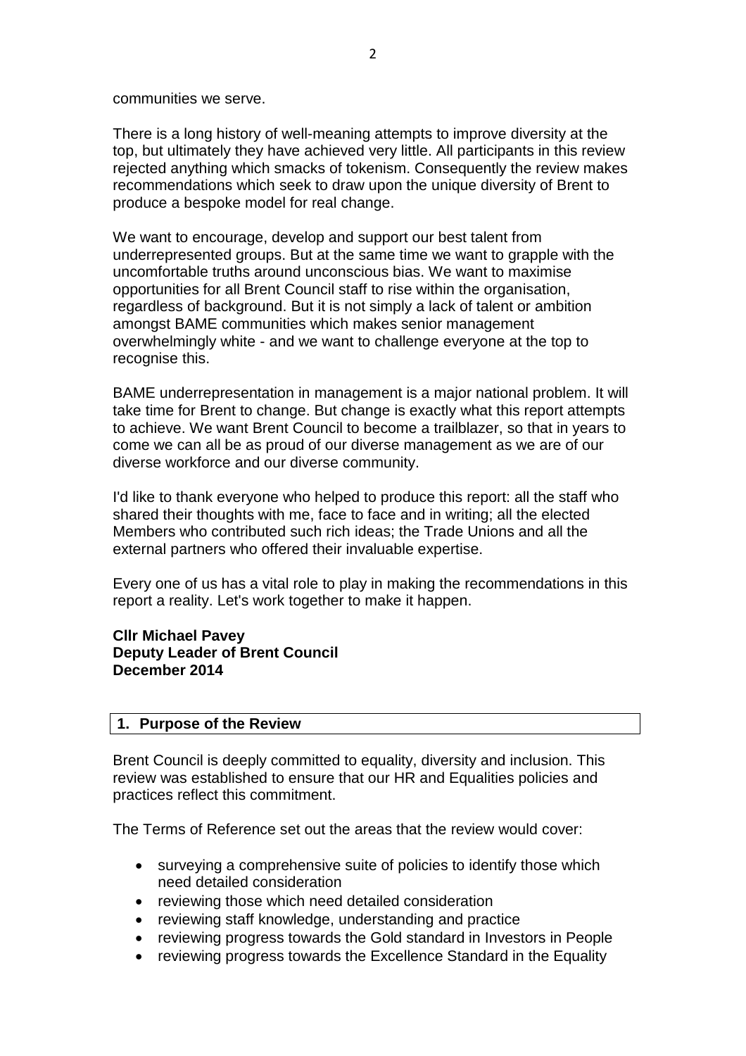communities we serve.

There is a long history of well-meaning attempts to improve diversity at the top, but ultimately they have achieved very little. All participants in this review rejected anything which smacks of tokenism. Consequently the review makes recommendations which seek to draw upon the unique diversity of Brent to produce a bespoke model for real change.

We want to encourage, develop and support our best talent from underrepresented groups. But at the same time we want to grapple with the uncomfortable truths around unconscious bias. We want to maximise opportunities for all Brent Council staff to rise within the organisation, regardless of background. But it is not simply a lack of talent or ambition amongst BAME communities which makes senior management overwhelmingly white - and we want to challenge everyone at the top to recognise this.

BAME underrepresentation in management is a major national problem. It will take time for Brent to change. But change is exactly what this report attempts to achieve. We want Brent Council to become a trailblazer, so that in years to come we can all be as proud of our diverse management as we are of our diverse workforce and our diverse community.

I'd like to thank everyone who helped to produce this report: all the staff who shared their thoughts with me, face to face and in writing; all the elected Members who contributed such rich ideas; the Trade Unions and all the external partners who offered their invaluable expertise.

Every one of us has a vital role to play in making the recommendations in this report a reality. Let's work together to make it happen.

**Cllr Michael Pavey**
**Deputy Leader of Brent Council**
**December 2014**

## 1. Purpose of the Review

Brent Council is deeply committed to equality, diversity and inclusion. This review was established to ensure that our HR and Equalities policies and practices reflect this commitment.

The Terms of Reference set out the areas that the review would cover:

- surveying a comprehensive suite of policies to identify those which need detailed consideration
- reviewing those which need detailed consideration
- reviewing staff knowledge, understanding and practice
- reviewing progress towards the Gold standard in Investors in People
- reviewing progress towards the Excellence Standard in the Equality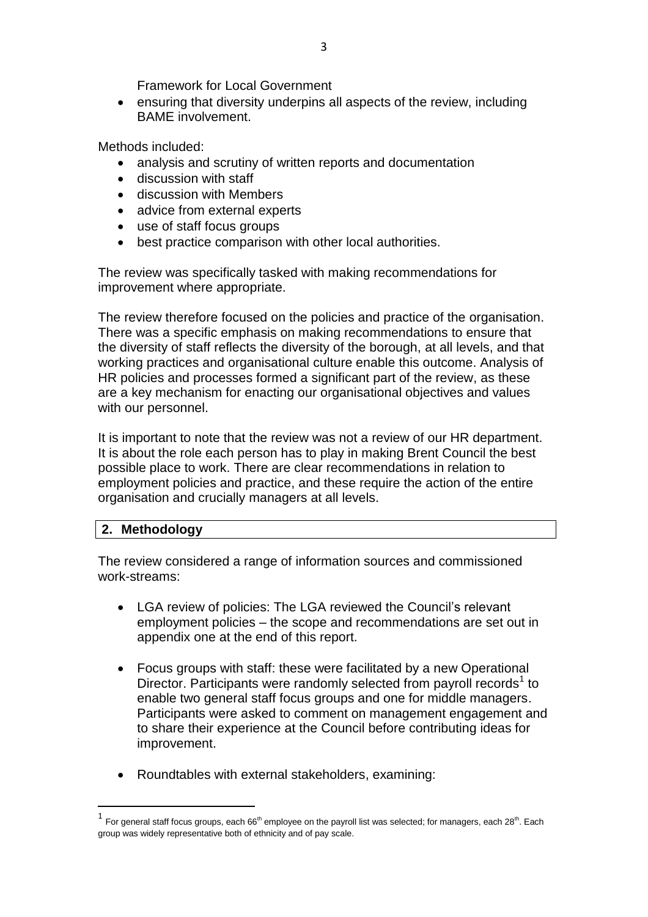Framework for Local Government

- ensuring that diversity underpins all aspects of the review, including BAME involvement.

Methods included:

- analysis and scrutiny of written reports and documentation
- discussion with staff
- discussion with Members
- advice from external experts
- use of staff focus groups
- best practice comparison with other local authorities.

The review was specifically tasked with making recommendations for improvement where appropriate.

The review therefore focused on the policies and practice of the organisation. There was a specific emphasis on making recommendations to ensure that the diversity of staff reflects the diversity of the borough, at all levels, and that working practices and organisational culture enable this outcome. Analysis of HR policies and processes formed a significant part of the review, as these are a key mechanism for enacting our organisational objectives and values with our personnel.

It is important to note that the review was not a review of our HR department. It is about the role each person has to play in making Brent Council the best possible place to work. There are clear recommendations in relation to employment policies and practice, and these require the action of the entire organisation and crucially managers at all levels.

## 2. Methodology

The review considered a range of information sources and commissioned work-streams:

- LGA review of policies: The LGA reviewed the Council's relevant employment policies – the scope and recommendations are set out in appendix one at the end of this report.

- Focus groups with staff: these were facilitated by a new Operational Director. Participants were randomly selected from payroll records[1] to enable two general staff focus groups and one for middle managers. Participants were asked to comment on management engagement and to share their experience at the Council before contributing ideas for improvement.

- Roundtables with external stakeholders, examining:

---

[1] For general staff focus groups, each 66th employee on the payroll list was selected; for managers, each 28th. Each group was widely representative both of ethnicity and of pay scale.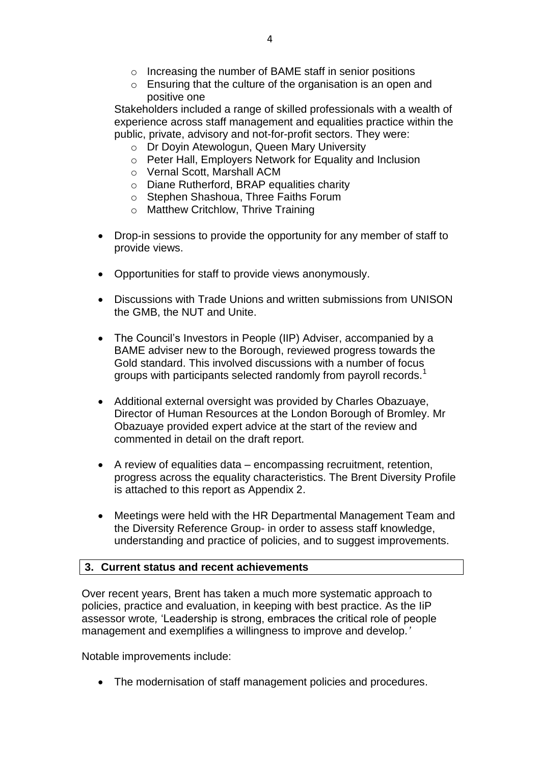- Increasing the number of BAME staff in senior positions
    - Ensuring that the culture of the organisation is an open and positive one

  Stakeholders included a range of skilled professionals with a wealth of experience across staff management and equalities practice within the public, private, advisory and not-for-profit sectors. They were:

    - Dr Doyin Atewologun, Queen Mary University
    - Peter Hall, Employers Network for Equality and Inclusion
    - Vernal Scott, Marshall ACM
    - Diane Rutherford, BRAP equalities charity
    - Stephen Shashoua, Three Faiths Forum
    - Matthew Critchlow, Thrive Training

- Drop-in sessions to provide the opportunity for any member of staff to provide views.

- Opportunities for staff to provide views anonymously.

- Discussions with Trade Unions and written submissions from UNISON the GMB, the NUT and Unite.

- The Council's Investors in People (IIP) Adviser, accompanied by a BAME adviser new to the Borough, reviewed progress towards the Gold standard. This involved discussions with a number of focus groups with participants selected randomly from payroll records.[1]

- Additional external oversight was provided by Charles Obazuaye, Director of Human Resources at the London Borough of Bromley. Mr Obazuaye provided expert advice at the start of the review and commented in detail on the draft report.

- A review of equalities data – encompassing recruitment, retention, progress across the equality characteristics. The Brent Diversity Profile is attached to this report as Appendix 2.

- Meetings were held with the HR Departmental Management Team and the Diversity Reference Group- in order to assess staff knowledge, understanding and practice of policies, and to suggest improvements.

## 3. Current status and recent achievements

Over recent years, Brent has taken a much more systematic approach to policies, practice and evaluation, in keeping with best practice. As the IiP assessor wrote, 'Leadership is strong, embraces the critical role of people management and exemplifies a willingness to improve and develop.'

Notable improvements include:

- The modernisation of staff management policies and procedures.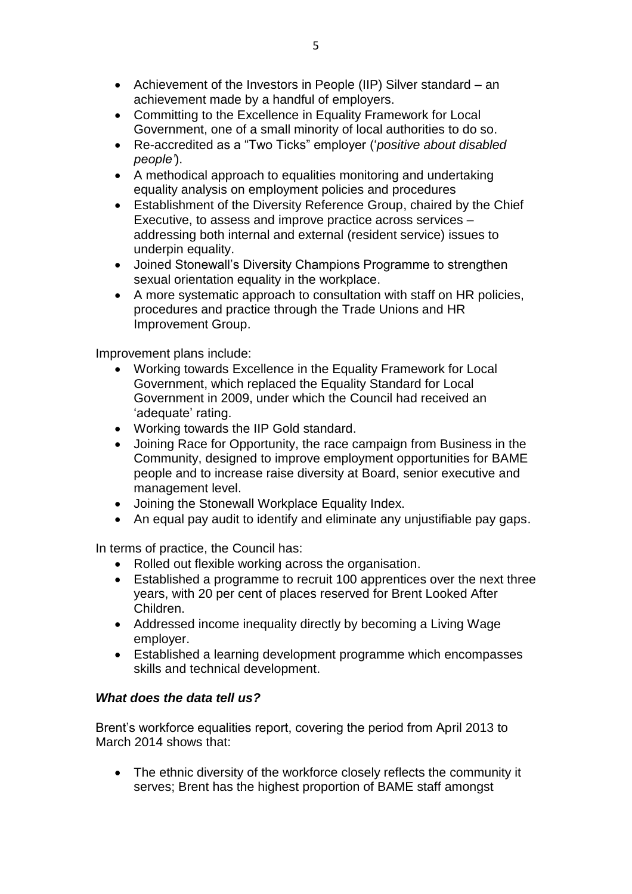- Achievement of the Investors in People (IIP) Silver standard – an achievement made by a handful of employers.
- Committing to the Excellence in Equality Framework for Local Government, one of a small minority of local authorities to do so.
- Re-accredited as a “Two Ticks” employer (‘*positive about disabled people’*).
- A methodical approach to equalities monitoring and undertaking equality analysis on employment policies and procedures
- Establishment of the Diversity Reference Group, chaired by the Chief Executive, to assess and improve practice across services – addressing both internal and external (resident service) issues to underpin equality.
- Joined Stonewall’s Diversity Champions Programme to strengthen sexual orientation equality in the workplace.
- A more systematic approach to consultation with staff on HR policies, procedures and practice through the Trade Unions and HR Improvement Group.

Improvement plans include:

- Working towards Excellence in the Equality Framework for Local Government, which replaced the Equality Standard for Local Government in 2009, under which the Council had received an ‘adequate’ rating.
- Working towards the IIP Gold standard.
- Joining Race for Opportunity, the race campaign from Business in the Community, designed to improve employment opportunities for BAME people and to increase raise diversity at Board, senior executive and management level.
- Joining the Stonewall Workplace Equality Index.
- An equal pay audit to identify and eliminate any unjustifiable pay gaps.

In terms of practice, the Council has:

- Rolled out flexible working across the organisation.
- Established a programme to recruit 100 apprentices over the next three years, with 20 per cent of places reserved for Brent Looked After Children.
- Addressed income inequality directly by becoming a Living Wage employer.
- Established a learning development programme which encompasses skills and technical development.

***What does the data tell us?***

Brent’s workforce equalities report, covering the period from April 2013 to March 2014 shows that:

- The ethnic diversity of the workforce closely reflects the community it serves; Brent has the highest proportion of BAME staff amongst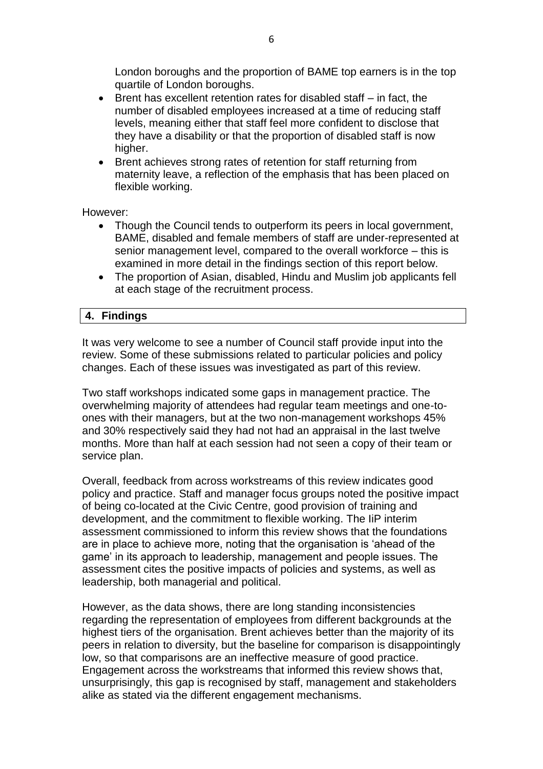London boroughs and the proportion of BAME top earners is in the top quartile of London boroughs.

- Brent has excellent retention rates for disabled staff – in fact, the number of disabled employees increased at a time of reducing staff levels, meaning either that staff feel more confident to disclose that they have a disability or that the proportion of disabled staff is now higher.
- Brent achieves strong rates of retention for staff returning from maternity leave, a reflection of the emphasis that has been placed on flexible working.

However:

- Though the Council tends to outperform its peers in local government, BAME, disabled and female members of staff are under-represented at senior management level, compared to the overall workforce – this is examined in more detail in the findings section of this report below.
- The proportion of Asian, disabled, Hindu and Muslim job applicants fell at each stage of the recruitment process.

## 4. Findings

It was very welcome to see a number of Council staff provide input into the review. Some of these submissions related to particular policies and policy changes. Each of these issues was investigated as part of this review.

Two staff workshops indicated some gaps in management practice. The overwhelming majority of attendees had regular team meetings and one-to-ones with their managers, but at the two non-management workshops 45% and 30% respectively said they had not had an appraisal in the last twelve months. More than half at each session had not seen a copy of their team or service plan.

Overall, feedback from across workstreams of this review indicates good policy and practice. Staff and manager focus groups noted the positive impact of being co-located at the Civic Centre, good provision of training and development, and the commitment to flexible working. The IiP interim assessment commissioned to inform this review shows that the foundations are in place to achieve more, noting that the organisation is 'ahead of the game' in its approach to leadership, management and people issues. The assessment cites the positive impacts of policies and systems, as well as leadership, both managerial and political.

However, as the data shows, there are long standing inconsistencies regarding the representation of employees from different backgrounds at the highest tiers of the organisation. Brent achieves better than the majority of its peers in relation to diversity, but the baseline for comparison is disappointingly low, so that comparisons are an ineffective measure of good practice. Engagement across the workstreams that informed this review shows that, unsurprisingly, this gap is recognised by staff, management and stakeholders alike as stated via the different engagement mechanisms.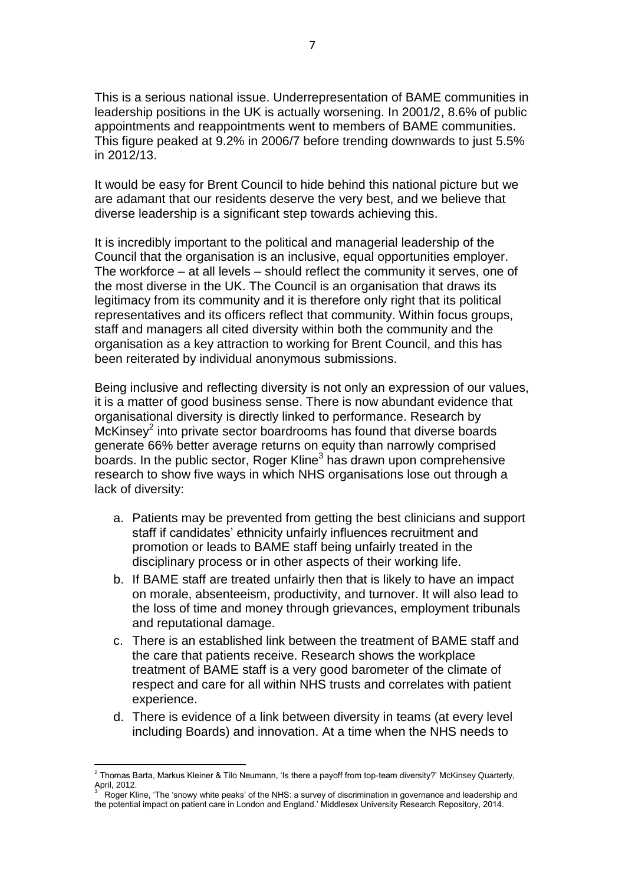This is a serious national issue. Underrepresentation of BAME communities in leadership positions in the UK is actually worsening. In 2001/2, 8.6% of public appointments and reappointments went to members of BAME communities. This figure peaked at 9.2% in 2006/7 before trending downwards to just 5.5% in 2012/13.

It would be easy for Brent Council to hide behind this national picture but we are adamant that our residents deserve the very best, and we believe that diverse leadership is a significant step towards achieving this.

It is incredibly important to the political and managerial leadership of the Council that the organisation is an inclusive, equal opportunities employer. The workforce – at all levels – should reflect the community it serves, one of the most diverse in the UK. The Council is an organisation that draws its legitimacy from its community and it is therefore only right that its political representatives and its officers reflect that community. Within focus groups, staff and managers all cited diversity within both the community and the organisation as a key attraction to working for Brent Council, and this has been reiterated by individual anonymous submissions.

Being inclusive and reflecting diversity is not only an expression of our values, it is a matter of good business sense. There is now abundant evidence that organisational diversity is directly linked to performance. Research by McKinsey[2] into private sector boardrooms has found that diverse boards generate 66% better average returns on equity than narrowly comprised boards. In the public sector, Roger Kline[3] has drawn upon comprehensive research to show five ways in which NHS organisations lose out through a lack of diversity:

a. Patients may be prevented from getting the best clinicians and support staff if candidates' ethnicity unfairly influences recruitment and promotion or leads to BAME staff being unfairly treated in the disciplinary process or in other aspects of their working life.
b. If BAME staff are treated unfairly then that is likely to have an impact on morale, absenteeism, productivity, and turnover. It will also lead to the loss of time and money through grievances, employment tribunals and reputational damage.
c. There is an established link between the treatment of BAME staff and the care that patients receive. Research shows the workplace treatment of BAME staff is a very good barometer of the climate of respect and care for all within NHS trusts and correlates with patient experience.
d. There is evidence of a link between diversity in teams (at every level including Boards) and innovation. At a time when the NHS needs to

---

[2] Thomas Barta, Markus Kleiner & Tilo Neumann, 'Is there a payoff from top-team diversity?' McKinsey Quarterly, April, 2012.

[3] Roger Kline, 'The 'snowy white peaks' of the NHS: a survey of discrimination in governance and leadership and the potential impact on patient care in London and England.' Middlesex University Research Repository, 2014.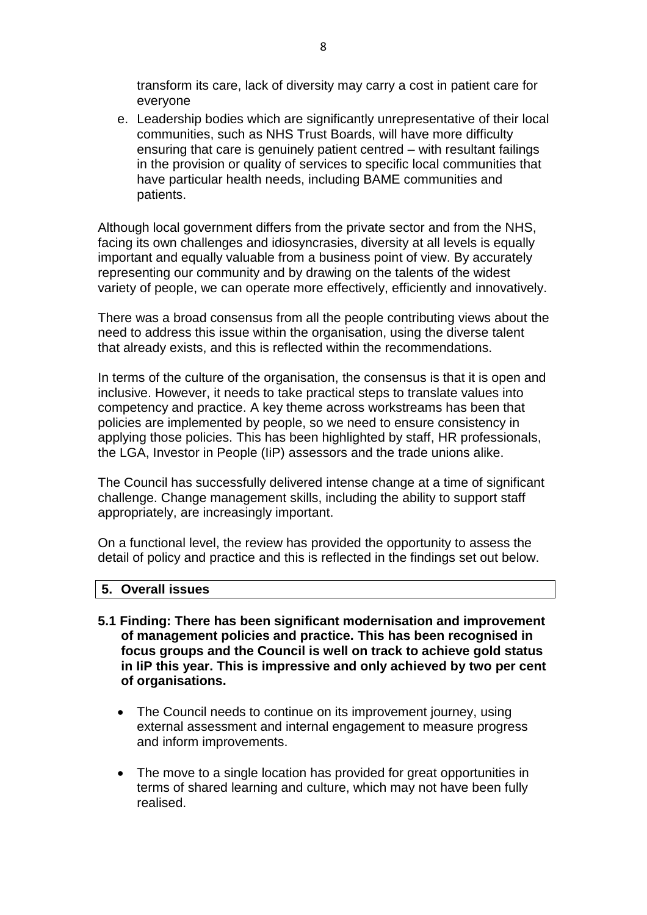transform its care, lack of diversity may carry a cost in patient care for everyone

e. Leadership bodies which are significantly unrepresentative of their local communities, such as NHS Trust Boards, will have more difficulty ensuring that care is genuinely patient centred – with resultant failings in the provision or quality of services to specific local communities that have particular health needs, including BAME communities and patients.

Although local government differs from the private sector and from the NHS, facing its own challenges and idiosyncrasies, diversity at all levels is equally important and equally valuable from a business point of view. By accurately representing our community and by drawing on the talents of the widest variety of people, we can operate more effectively, efficiently and innovatively.

There was a broad consensus from all the people contributing views about the need to address this issue within the organisation, using the diverse talent that already exists, and this is reflected within the recommendations.

In terms of the culture of the organisation, the consensus is that it is open and inclusive. However, it needs to take practical steps to translate values into competency and practice. A key theme across workstreams has been that policies are implemented by people, so we need to ensure consistency in applying those policies. This has been highlighted by staff, HR professionals, the LGA, Investor in People (IiP) assessors and the trade unions alike.

The Council has successfully delivered intense change at a time of significant challenge. Change management skills, including the ability to support staff appropriately, are increasingly important.

On a functional level, the review has provided the opportunity to assess the detail of policy and practice and this is reflected in the findings set out below.

## 5. Overall issues

**5.1 Finding: There has been significant modernisation and improvement of management policies and practice. This has been recognised in focus groups and the Council is well on track to achieve gold status in IiP this year. This is impressive and only achieved by two per cent of organisations.**

- The Council needs to continue on its improvement journey, using external assessment and internal engagement to measure progress and inform improvements.
- The move to a single location has provided for great opportunities in terms of shared learning and culture, which may not have been fully realised.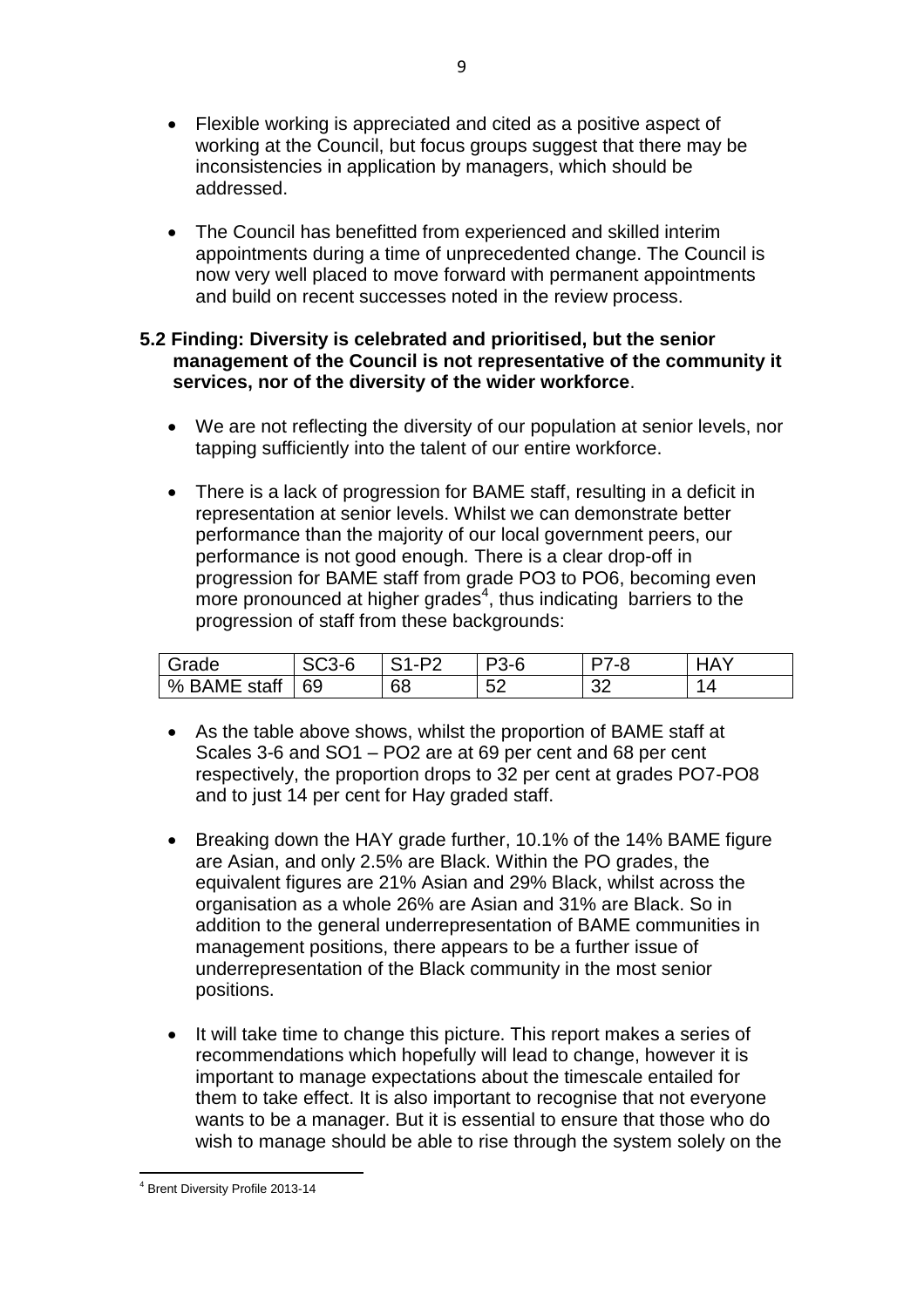- Flexible working is appreciated and cited as a positive aspect of working at the Council, but focus groups suggest that there may be inconsistencies in application by managers, which should be addressed.

- The Council has benefitted from experienced and skilled interim appointments during a time of unprecedented change. The Council is now very well placed to move forward with permanent appointments and build on recent successes noted in the review process.

**5.2 Finding: Diversity is celebrated and prioritised, but the senior management of the Council is not representative of the community it services, nor of the diversity of the wider workforce**.

- We are not reflecting the diversity of our population at senior levels, nor tapping sufficiently into the talent of our entire workforce.

- There is a lack of progression for BAME staff, resulting in a deficit in representation at senior levels. Whilst we can demonstrate better performance than the majority of our local government peers, our performance is not good enough. There is a clear drop-off in progression for BAME staff from grade PO3 to PO6, becoming even more pronounced at higher grades[4], thus indicating barriers to the progression of staff from these backgrounds:

| Grade | SC3-6 | S1-P2 | P3-6 | P7-8 | HAY |
|---|---|---|---|---|---|
| % BAME staff | 69 | 68 | 52 | 32 | 14 |

- As the table above shows, whilst the proportion of BAME staff at Scales 3-6 and SO1 – PO2 are at 69 per cent and 68 per cent respectively, the proportion drops to 32 per cent at grades PO7-PO8 and to just 14 per cent for Hay graded staff.

- Breaking down the HAY grade further, 10.1% of the 14% BAME figure are Asian, and only 2.5% are Black. Within the PO grades, the equivalent figures are 21% Asian and 29% Black, whilst across the organisation as a whole 26% are Asian and 31% are Black. So in addition to the general underrepresentation of BAME communities in management positions, there appears to be a further issue of underrepresentation of the Black community in the most senior positions.

- It will take time to change this picture. This report makes a series of recommendations which hopefully will lead to change, however it is important to manage expectations about the timescale entailed for them to take effect. It is also important to recognise that not everyone wants to be a manager. But it is essential to ensure that those who do wish to manage should be able to rise through the system solely on the

[4] Brent Diversity Profile 2013-14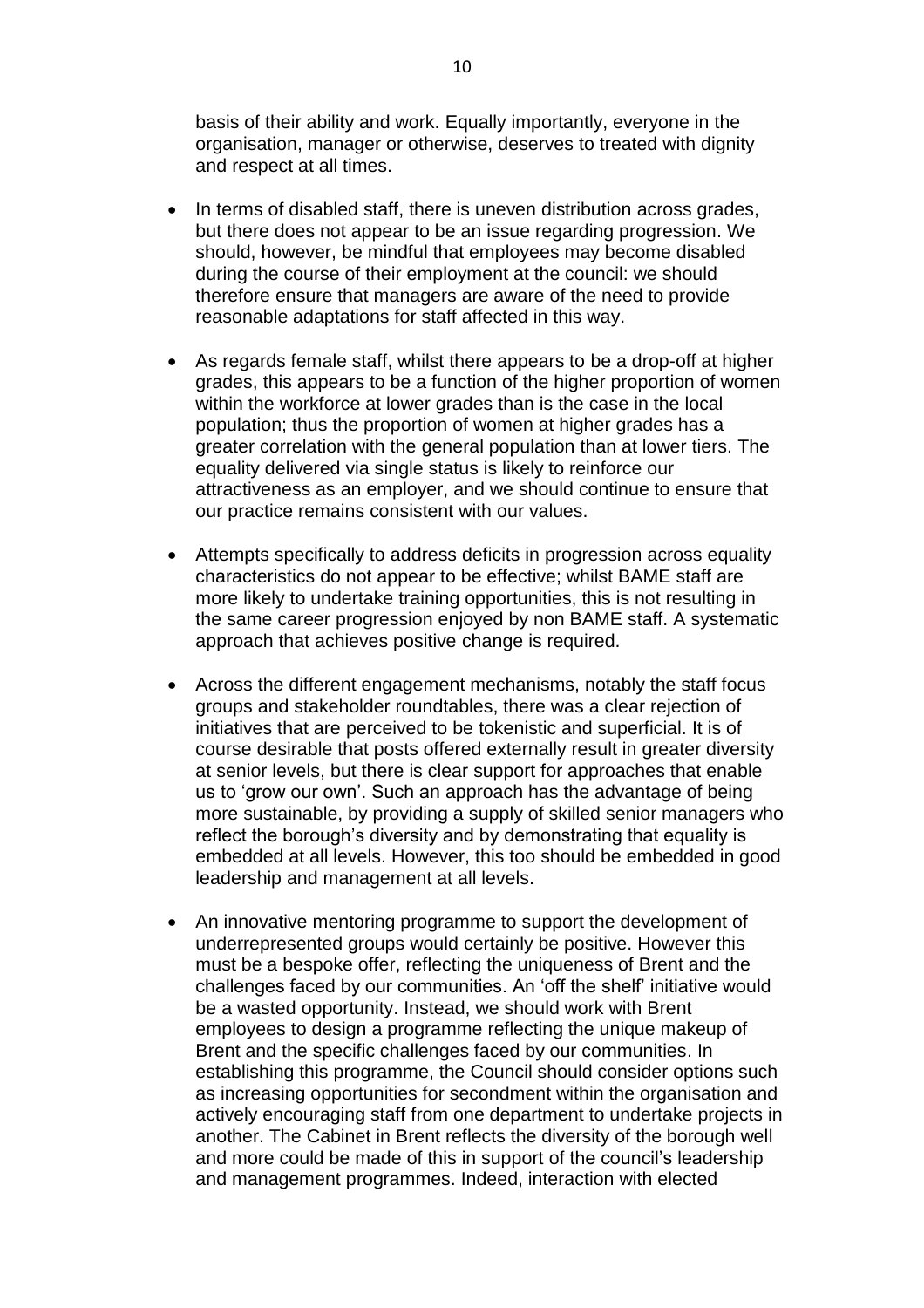basis of their ability and work. Equally importantly, everyone in the organisation, manager or otherwise, deserves to treated with dignity and respect at all times.

- In terms of disabled staff, there is uneven distribution across grades, but there does not appear to be an issue regarding progression. We should, however, be mindful that employees may become disabled during the course of their employment at the council: we should therefore ensure that managers are aware of the need to provide reasonable adaptations for staff affected in this way.

- As regards female staff, whilst there appears to be a drop-off at higher grades, this appears to be a function of the higher proportion of women within the workforce at lower grades than is the case in the local population; thus the proportion of women at higher grades has a greater correlation with the general population than at lower tiers. The equality delivered via single status is likely to reinforce our attractiveness as an employer, and we should continue to ensure that our practice remains consistent with our values.

- Attempts specifically to address deficits in progression across equality characteristics do not appear to be effective; whilst BAME staff are more likely to undertake training opportunities, this is not resulting in the same career progression enjoyed by non BAME staff. A systematic approach that achieves positive change is required.

- Across the different engagement mechanisms, notably the staff focus groups and stakeholder roundtables, there was a clear rejection of initiatives that are perceived to be tokenistic and superficial. It is of course desirable that posts offered externally result in greater diversity at senior levels, but there is clear support for approaches that enable us to 'grow our own'. Such an approach has the advantage of being more sustainable, by providing a supply of skilled senior managers who reflect the borough's diversity and by demonstrating that equality is embedded at all levels. However, this too should be embedded in good leadership and management at all levels.

- An innovative mentoring programme to support the development of underrepresented groups would certainly be positive. However this must be a bespoke offer, reflecting the uniqueness of Brent and the challenges faced by our communities. An 'off the shelf' initiative would be a wasted opportunity. Instead, we should work with Brent employees to design a programme reflecting the unique makeup of Brent and the specific challenges faced by our communities. In establishing this programme, the Council should consider options such as increasing opportunities for secondment within the organisation and actively encouraging staff from one department to undertake projects in another. The Cabinet in Brent reflects the diversity of the borough well and more could be made of this in support of the council's leadership and management programmes. Indeed, interaction with elected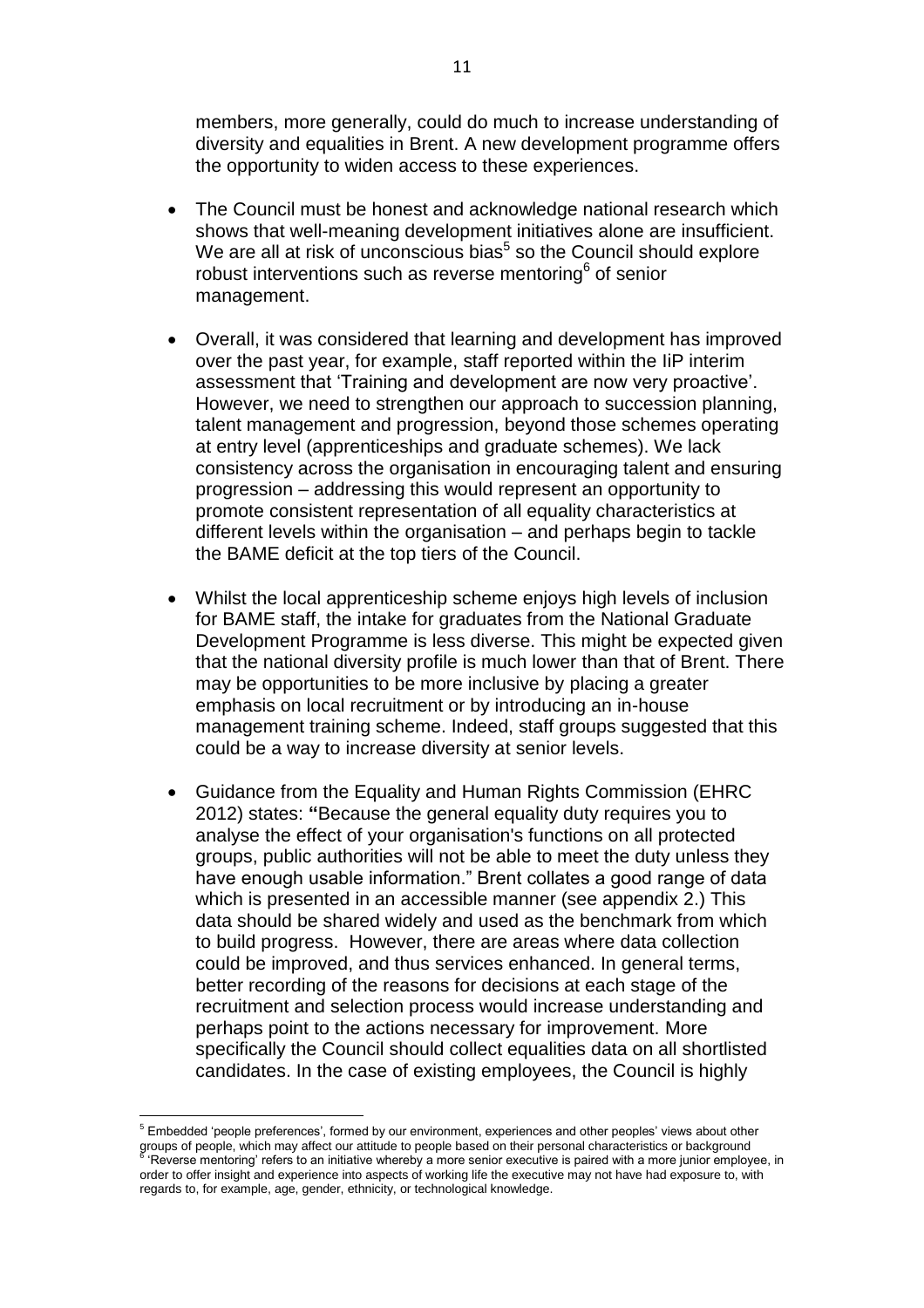members, more generally, could do much to increase understanding of diversity and equalities in Brent. A new development programme offers the opportunity to widen access to these experiences.

- The Council must be honest and acknowledge national research which shows that well-meaning development initiatives alone are insufficient. We are all at risk of unconscious bias[5] so the Council should explore robust interventions such as reverse mentoring[6] of senior management.

- Overall, it was considered that learning and development has improved over the past year, for example, staff reported within the IiP interim assessment that 'Training and development are now very proactive'. However, we need to strengthen our approach to succession planning, talent management and progression, beyond those schemes operating at entry level (apprenticeships and graduate schemes). We lack consistency across the organisation in encouraging talent and ensuring progression – addressing this would represent an opportunity to promote consistent representation of all equality characteristics at different levels within the organisation – and perhaps begin to tackle the BAME deficit at the top tiers of the Council.

- Whilst the local apprenticeship scheme enjoys high levels of inclusion for BAME staff, the intake for graduates from the National Graduate Development Programme is less diverse. This might be expected given that the national diversity profile is much lower than that of Brent. There may be opportunities to be more inclusive by placing a greater emphasis on local recruitment or by introducing an in-house management training scheme. Indeed, staff groups suggested that this could be a way to increase diversity at senior levels.

- Guidance from the Equality and Human Rights Commission (EHRC 2012) states: **"**Because the general equality duty requires you to analyse the effect of your organisation's functions on all protected groups, public authorities will not be able to meet the duty unless they have enough usable information." Brent collates a good range of data which is presented in an accessible manner (see appendix 2.) This data should be shared widely and used as the benchmark from which to build progress. However, there are areas where data collection could be improved, and thus services enhanced. In general terms, better recording of the reasons for decisions at each stage of the recruitment and selection process would increase understanding and perhaps point to the actions necessary for improvement. More specifically the Council should collect equalities data on all shortlisted candidates. In the case of existing employees, the Council is highly

---

[5] Embedded 'people preferences', formed by our environment, experiences and other peoples' views about other groups of people, which may affect our attitude to people based on their personal characteristics or background

[6] 'Reverse mentoring' refers to an initiative whereby a more senior executive is paired with a more junior employee, in order to offer insight and experience into aspects of working life the executive may not have had exposure to, with regards to, for example, age, gender, ethnicity, or technological knowledge.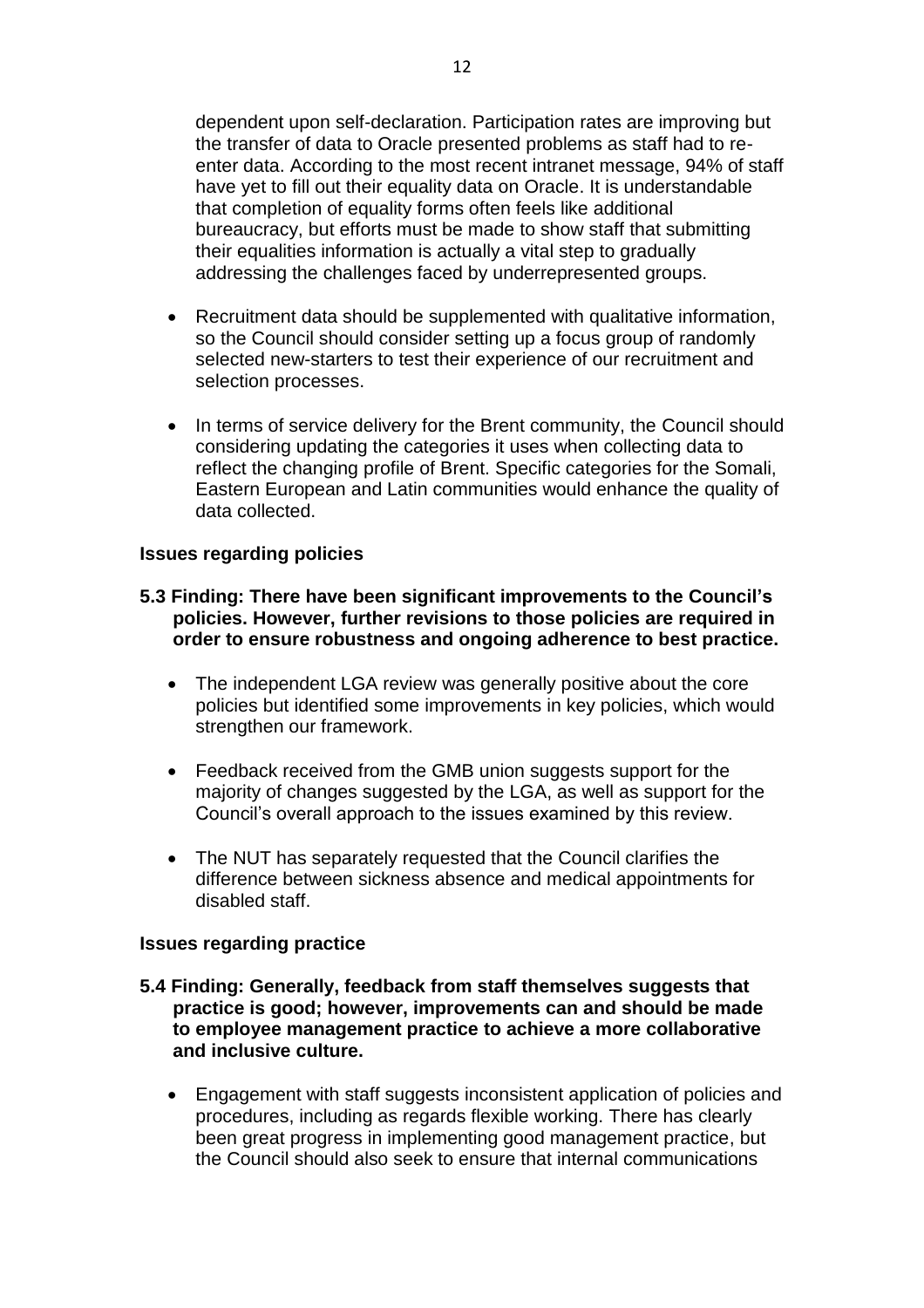dependent upon self-declaration. Participation rates are improving but the transfer of data to Oracle presented problems as staff had to re-enter data. According to the most recent intranet message, 94% of staff have yet to fill out their equality data on Oracle. It is understandable that completion of equality forms often feels like additional bureaucracy, but efforts must be made to show staff that submitting their equalities information is actually a vital step to gradually addressing the challenges faced by underrepresented groups.

- Recruitment data should be supplemented with qualitative information, so the Council should consider setting up a focus group of randomly selected new-starters to test their experience of our recruitment and selection processes.

- In terms of service delivery for the Brent community, the Council should considering updating the categories it uses when collecting data to reflect the changing profile of Brent. Specific categories for the Somali, Eastern European and Latin communities would enhance the quality of data collected.

**Issues regarding policies**

**5.3 Finding: There have been significant improvements to the Council's policies. However, further revisions to those policies are required in order to ensure robustness and ongoing adherence to best practice.**

- The independent LGA review was generally positive about the core policies but identified some improvements in key policies, which would strengthen our framework.

- Feedback received from the GMB union suggests support for the majority of changes suggested by the LGA, as well as support for the Council's overall approach to the issues examined by this review.

- The NUT has separately requested that the Council clarifies the difference between sickness absence and medical appointments for disabled staff.

**Issues regarding practice**

**5.4 Finding: Generally, feedback from staff themselves suggests that practice is good; however, improvements can and should be made to employee management practice to achieve a more collaborative and inclusive culture.**

- Engagement with staff suggests inconsistent application of policies and procedures, including as regards flexible working. There has clearly been great progress in implementing good management practice, but the Council should also seek to ensure that internal communications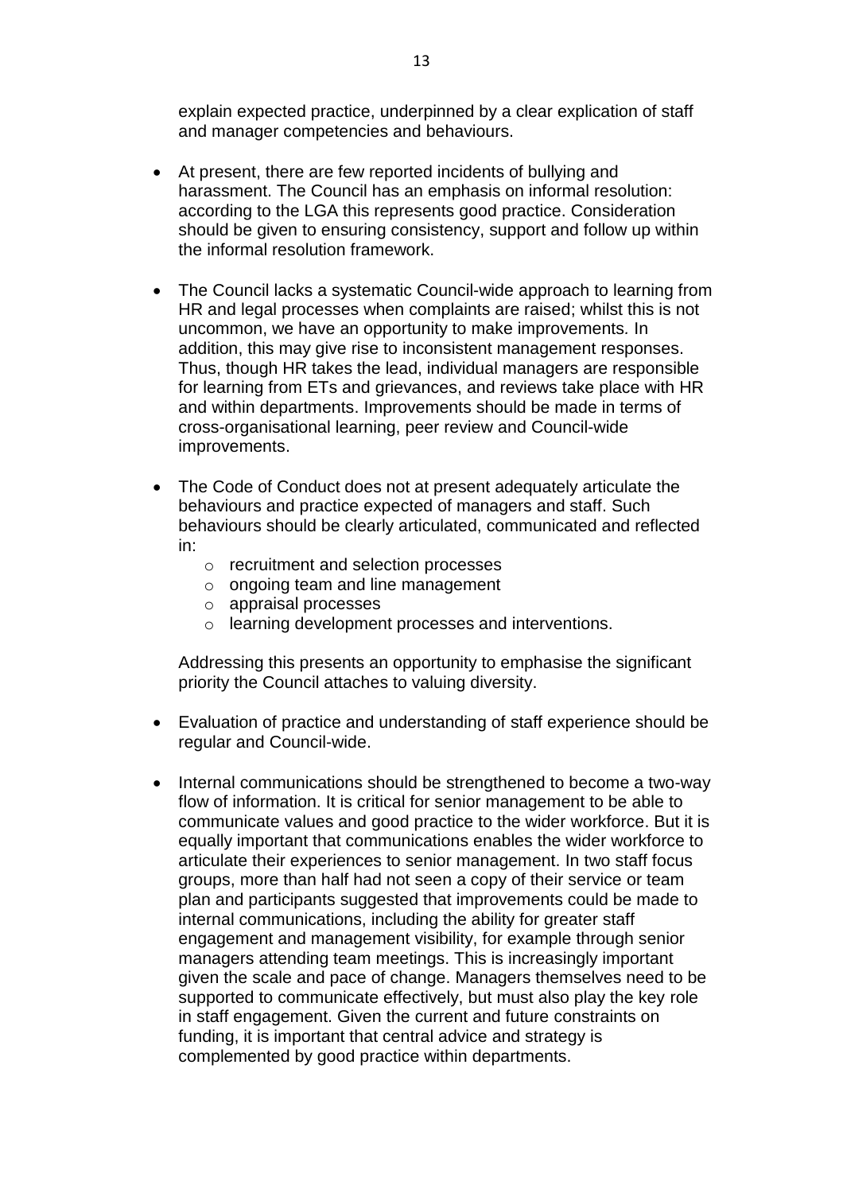explain expected practice, underpinned by a clear explication of staff and manager competencies and behaviours.

- At present, there are few reported incidents of bullying and harassment. The Council has an emphasis on informal resolution: according to the LGA this represents good practice. Consideration should be given to ensuring consistency, support and follow up within the informal resolution framework.

- The Council lacks a systematic Council-wide approach to learning from HR and legal processes when complaints are raised; whilst this is not uncommon, we have an opportunity to make improvements. In addition, this may give rise to inconsistent management responses. Thus, though HR takes the lead, individual managers are responsible for learning from ETs and grievances, and reviews take place with HR and within departments. Improvements should be made in terms of cross-organisational learning, peer review and Council-wide improvements.

- The Code of Conduct does not at present adequately articulate the behaviours and practice expected of managers and staff. Such behaviours should be clearly articulated, communicated and reflected in:
  - recruitment and selection processes
  - ongoing team and line management
  - appraisal processes
  - learning development processes and interventions.

  Addressing this presents an opportunity to emphasise the significant priority the Council attaches to valuing diversity.

- Evaluation of practice and understanding of staff experience should be regular and Council-wide.

- Internal communications should be strengthened to become a two-way flow of information. It is critical for senior management to be able to communicate values and good practice to the wider workforce. But it is equally important that communications enables the wider workforce to articulate their experiences to senior management. In two staff focus groups, more than half had not seen a copy of their service or team plan and participants suggested that improvements could be made to internal communications, including the ability for greater staff engagement and management visibility, for example through senior managers attending team meetings. This is increasingly important given the scale and pace of change. Managers themselves need to be supported to communicate effectively, but must also play the key role in staff engagement. Given the current and future constraints on funding, it is important that central advice and strategy is complemented by good practice within departments.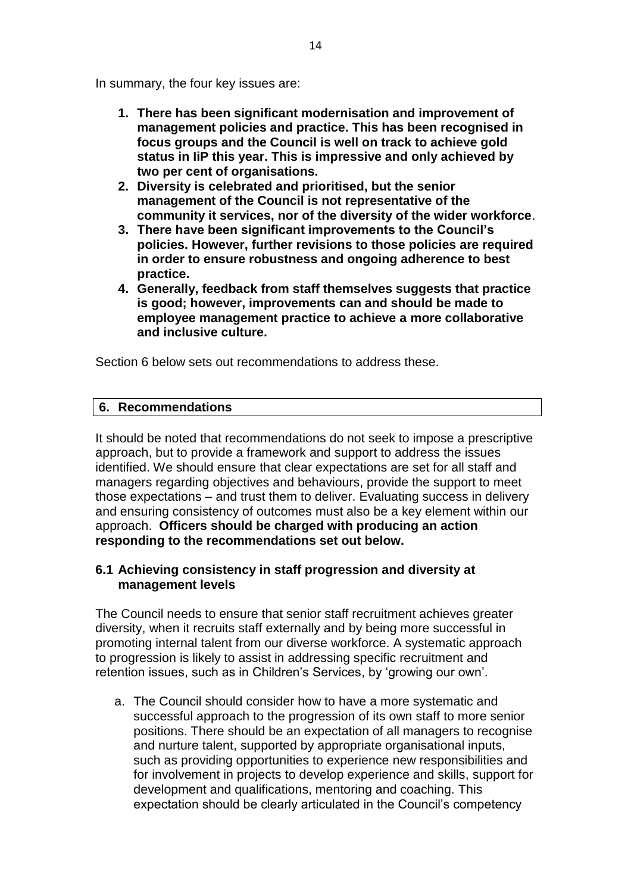In summary, the four key issues are:

1. **There has been significant modernisation and improvement of management policies and practice. This has been recognised in focus groups and the Council is well on track to achieve gold status in IiP this year. This is impressive and only achieved by two per cent of organisations.**
2. **Diversity is celebrated and prioritised, but the senior management of the Council is not representative of the community it services, nor of the diversity of the wider workforce**.
3. **There have been significant improvements to the Council's policies. However, further revisions to those policies are required in order to ensure robustness and ongoing adherence to best practice.**
4. **Generally, feedback from staff themselves suggests that practice is good; however, improvements can and should be made to employee management practice to achieve a more collaborative and inclusive culture.**

Section 6 below sets out recommendations to address these.

## 6. Recommendations

It should be noted that recommendations do not seek to impose a prescriptive approach, but to provide a framework and support to address the issues identified. We should ensure that clear expectations are set for all staff and managers regarding objectives and behaviours, provide the support to meet those expectations – and trust them to deliver. Evaluating success in delivery and ensuring consistency of outcomes must also be a key element within our approach. **Officers should be charged with producing an action responding to the recommendations set out below.**

### 6.1 Achieving consistency in staff progression and diversity at management levels

The Council needs to ensure that senior staff recruitment achieves greater diversity, when it recruits staff externally and by being more successful in promoting internal talent from our diverse workforce. A systematic approach to progression is likely to assist in addressing specific recruitment and retention issues, such as in Children's Services, by 'growing our own'.

a. The Council should consider how to have a more systematic and successful approach to the progression of its own staff to more senior positions. There should be an expectation of all managers to recognise and nurture talent, supported by appropriate organisational inputs, such as providing opportunities to experience new responsibilities and for involvement in projects to develop experience and skills, support for development and qualifications, mentoring and coaching. This expectation should be clearly articulated in the Council's competency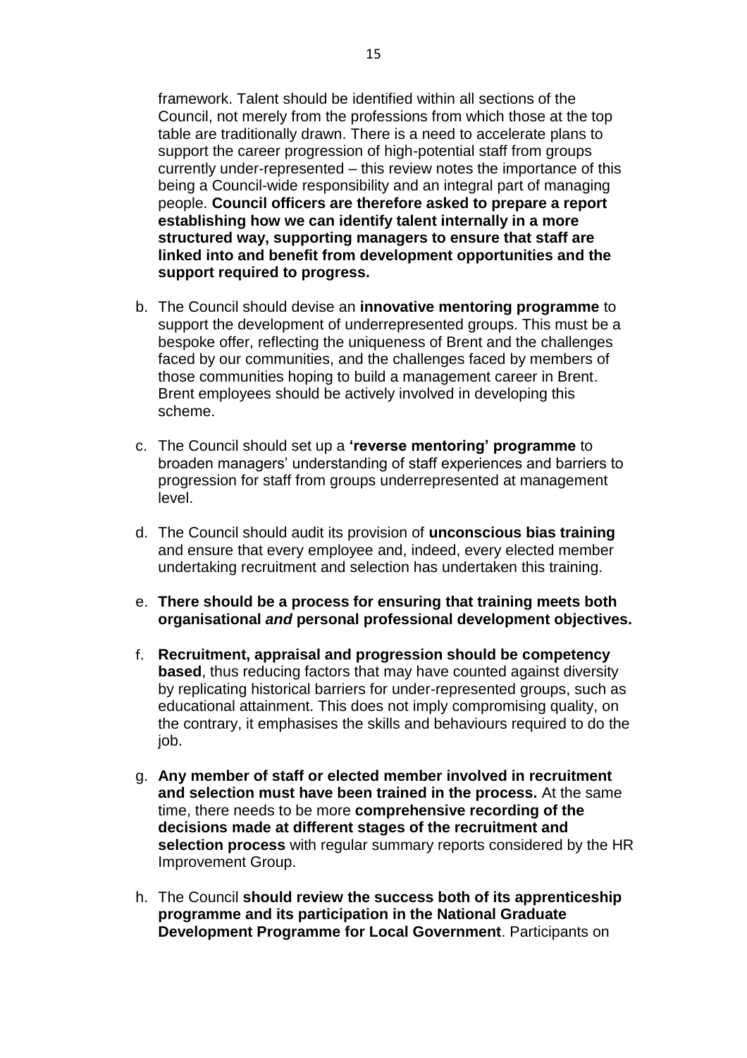framework. Talent should be identified within all sections of the Council, not merely from the professions from which those at the top table are traditionally drawn. There is a need to accelerate plans to support the career progression of high-potential staff from groups currently under-represented – this review notes the importance of this being a Council-wide responsibility and an integral part of managing people. **Council officers are therefore asked to prepare a report establishing how we can identify talent internally in a more structured way, supporting managers to ensure that staff are linked into and benefit from development opportunities and the support required to progress.**

b. The Council should devise an **innovative mentoring programme** to support the development of underrepresented groups. This must be a bespoke offer, reflecting the uniqueness of Brent and the challenges faced by our communities, and the challenges faced by members of those communities hoping to build a management career in Brent. Brent employees should be actively involved in developing this scheme.

c. The Council should set up a **'reverse mentoring' programme** to broaden managers' understanding of staff experiences and barriers to progression for staff from groups underrepresented at management level.

d. The Council should audit its provision of **unconscious bias training** and ensure that every employee and, indeed, every elected member undertaking recruitment and selection has undertaken this training.

e. **There should be a process for ensuring that training meets both organisational *and* personal professional development objectives.**

f. **Recruitment, appraisal and progression should be competency based**, thus reducing factors that may have counted against diversity by replicating historical barriers for under-represented groups, such as educational attainment. This does not imply compromising quality, on the contrary, it emphasises the skills and behaviours required to do the job.

g. **Any member of staff or elected member involved in recruitment and selection must have been trained in the process.** At the same time, there needs to be more **comprehensive recording of the decisions made at different stages of the recruitment and selection process** with regular summary reports considered by the HR Improvement Group.

h. The Council **should review the success both of its apprenticeship programme and its participation in the National Graduate Development Programme for Local Government**. Participants on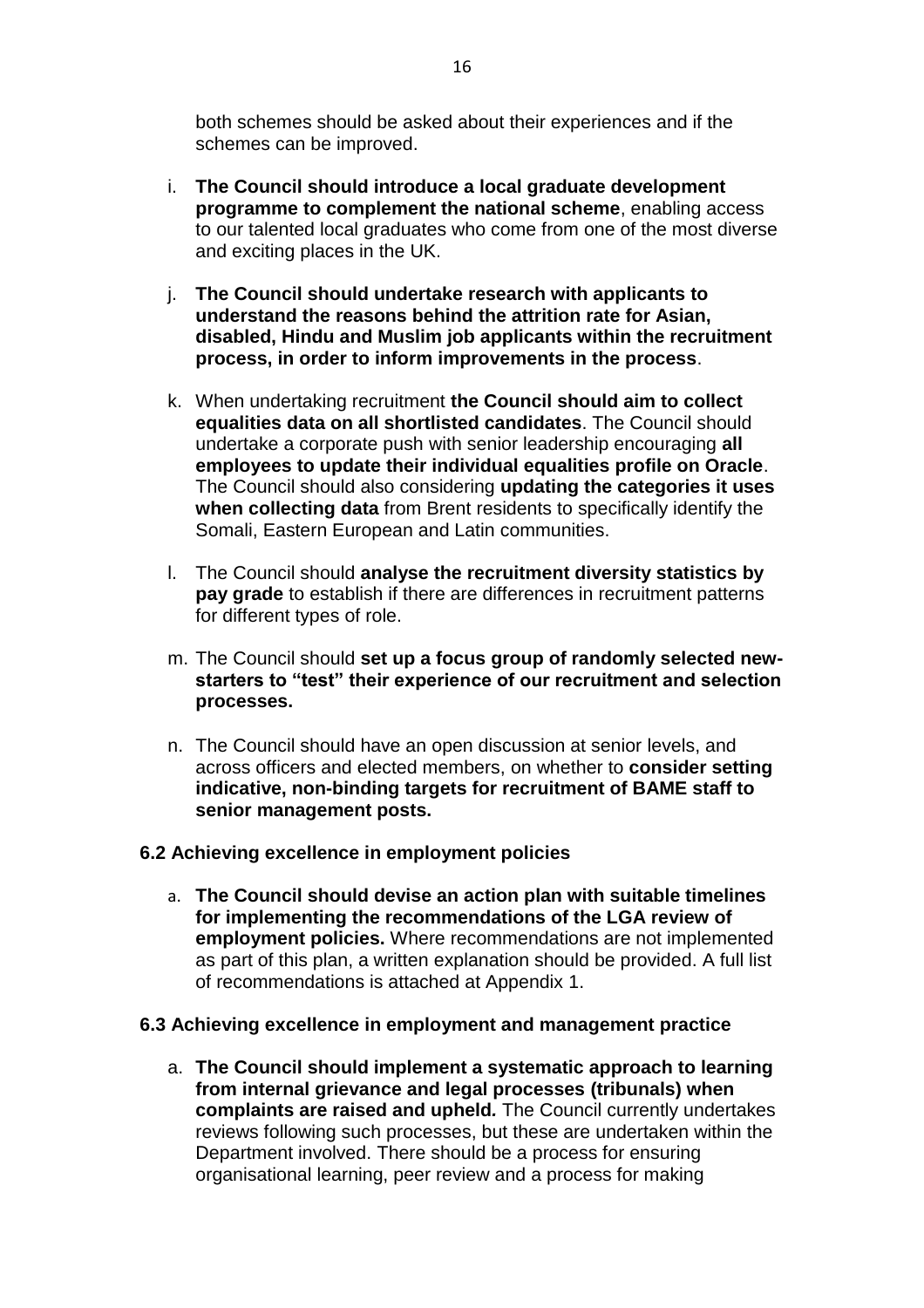both schemes should be asked about their experiences and if the schemes can be improved.

i. **The Council should introduce a local graduate development programme to complement the national scheme**, enabling access to our talented local graduates who come from one of the most diverse and exciting places in the UK.

j. **The Council should undertake research with applicants to understand the reasons behind the attrition rate for Asian, disabled, Hindu and Muslim job applicants within the recruitment process, in order to inform improvements in the process**.

k. When undertaking recruitment **the Council should aim to collect equalities data on all shortlisted candidates**. The Council should undertake a corporate push with senior leadership encouraging **all employees to update their individual equalities profile on Oracle**. The Council should also considering **updating the categories it uses when collecting data** from Brent residents to specifically identify the Somali, Eastern European and Latin communities.

l. The Council should **analyse the recruitment diversity statistics by pay grade** to establish if there are differences in recruitment patterns for different types of role.

m. The Council should **set up a focus group of randomly selected new-starters to "test" their experience of our recruitment and selection processes.**

n. The Council should have an open discussion at senior levels, and across officers and elected members, on whether to **consider setting indicative, non-binding targets for recruitment of BAME staff to senior management posts.**

### 6.2 Achieving excellence in employment policies

a. **The Council should devise an action plan with suitable timelines for implementing the recommendations of the LGA review of employment policies.** Where recommendations are not implemented as part of this plan, a written explanation should be provided. A full list of recommendations is attached at Appendix 1.

### 6.3 Achieving excellence in employment and management practice

a. **The Council should implement a systematic approach to learning from internal grievance and legal processes (tribunals) when complaints are raised and upheld.** The Council currently undertakes reviews following such processes, but these are undertaken within the Department involved. There should be a process for ensuring organisational learning, peer review and a process for making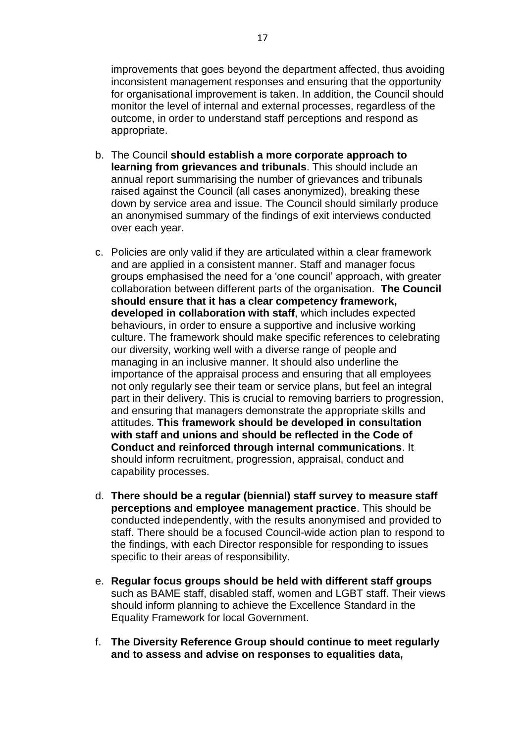improvements that goes beyond the department affected, thus avoiding inconsistent management responses and ensuring that the opportunity for organisational improvement is taken. In addition, the Council should monitor the level of internal and external processes, regardless of the outcome, in order to understand staff perceptions and respond as appropriate.

b. The Council **should establish a more corporate approach to learning from grievances and tribunals**. This should include an annual report summarising the number of grievances and tribunals raised against the Council (all cases anonymized), breaking these down by service area and issue. The Council should similarly produce an anonymised summary of the findings of exit interviews conducted over each year.

c. Policies are only valid if they are articulated within a clear framework and are applied in a consistent manner. Staff and manager focus groups emphasised the need for a 'one council' approach, with greater collaboration between different parts of the organisation. **The Council should ensure that it has a clear competency framework, developed in collaboration with staff**, which includes expected behaviours, in order to ensure a supportive and inclusive working culture. The framework should make specific references to celebrating our diversity, working well with a diverse range of people and managing in an inclusive manner. It should also underline the importance of the appraisal process and ensuring that all employees not only regularly see their team or service plans, but feel an integral part in their delivery. This is crucial to removing barriers to progression, and ensuring that managers demonstrate the appropriate skills and attitudes. **This framework should be developed in consultation with staff and unions and should be reflected in the Code of Conduct and reinforced through internal communications**. It should inform recruitment, progression, appraisal, conduct and capability processes.

d. **There should be a regular (biennial) staff survey to measure staff perceptions and employee management practice**. This should be conducted independently, with the results anonymised and provided to staff. There should be a focused Council-wide action plan to respond to the findings, with each Director responsible for responding to issues specific to their areas of responsibility.

e. **Regular focus groups should be held with different staff groups** such as BAME staff, disabled staff, women and LGBT staff. Their views should inform planning to achieve the Excellence Standard in the Equality Framework for local Government.

f. **The Diversity Reference Group should continue to meet regularly and to assess and advise on responses to equalities data,**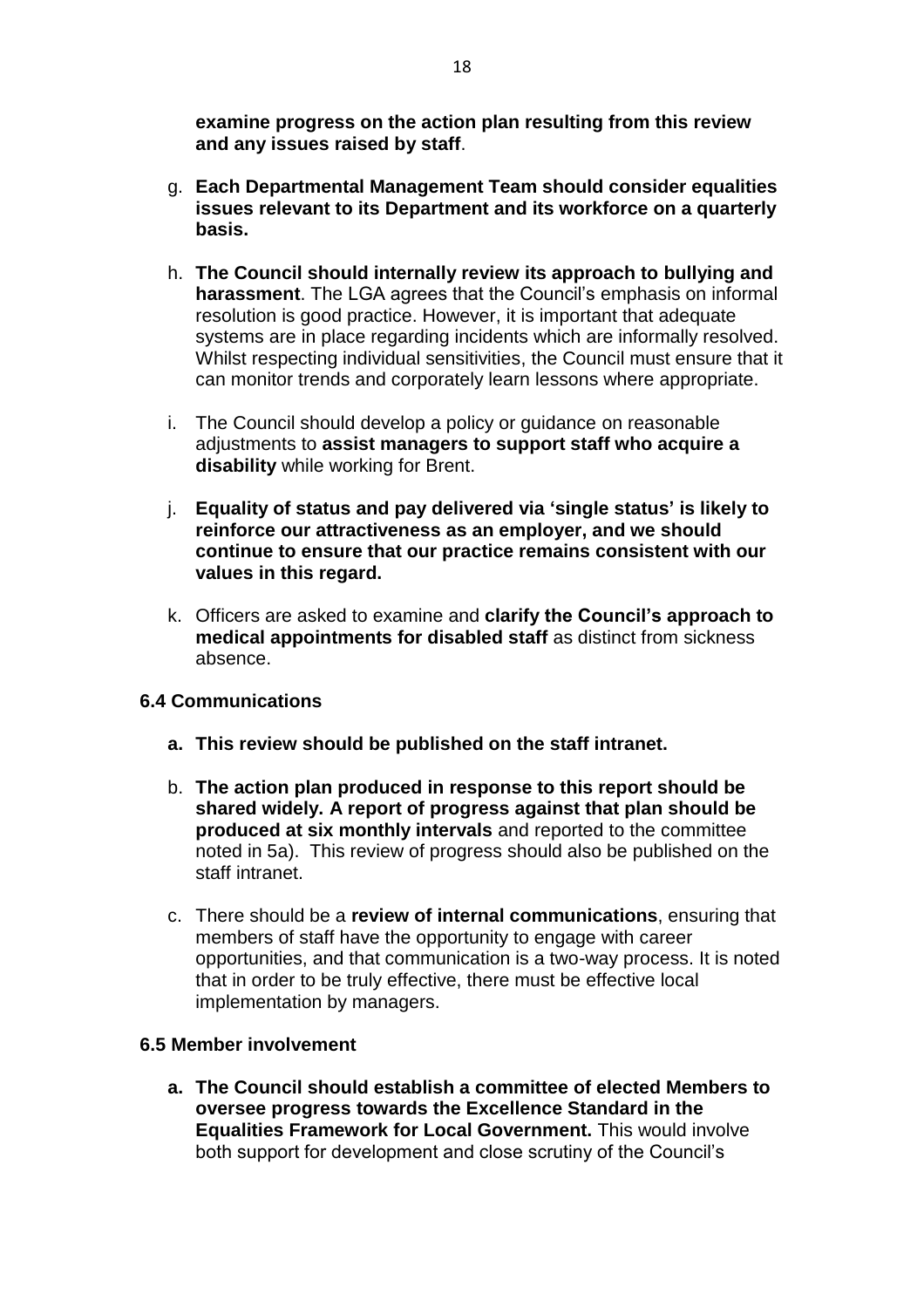**examine progress on the action plan resulting from this review and any issues raised by staff**.

g. **Each Departmental Management Team should consider equalities issues relevant to its Department and its workforce on a quarterly basis.**

h. **The Council should internally review its approach to bullying and harassment**. The LGA agrees that the Council's emphasis on informal resolution is good practice. However, it is important that adequate systems are in place regarding incidents which are informally resolved. Whilst respecting individual sensitivities, the Council must ensure that it can monitor trends and corporately learn lessons where appropriate.

i. The Council should develop a policy or guidance on reasonable adjustments to **assist managers to support staff who acquire a disability** while working for Brent.

j. **Equality of status and pay delivered via 'single status' is likely to reinforce our attractiveness as an employer, and we should continue to ensure that our practice remains consistent with our values in this regard.**

k. Officers are asked to examine and **clarify the Council's approach to medical appointments for disabled staff** as distinct from sickness absence.

### 6.4 Communications

a. **This review should be published on the staff intranet.**

b. **The action plan produced in response to this report should be shared widely. A report of progress against that plan should be produced at six monthly intervals** and reported to the committee noted in 5a). This review of progress should also be published on the staff intranet.

c. There should be a **review of internal communications**, ensuring that members of staff have the opportunity to engage with career opportunities, and that communication is a two-way process. It is noted that in order to be truly effective, there must be effective local implementation by managers.

### 6.5 Member involvement

a. **The Council should establish a committee of elected Members to oversee progress towards the Excellence Standard in the Equalities Framework for Local Government.** This would involve both support for development and close scrutiny of the Council's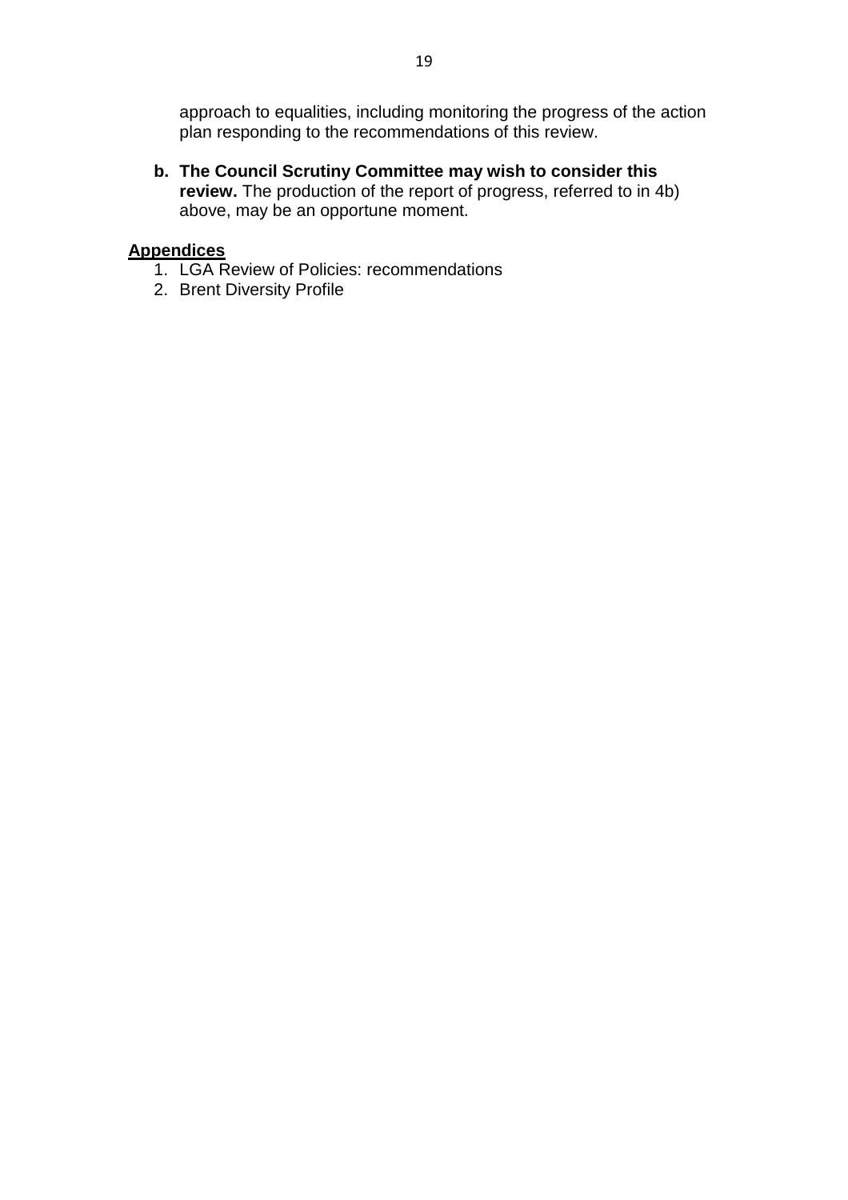approach to equalities, including monitoring the progress of the action plan responding to the recommendations of this review.

b. **The Council Scrutiny Committee may wish to consider this review.** The production of the report of progress, referred to in 4b) above, may be an opportune moment.

**Appendices**

1. LGA Review of Policies: recommendations
2. Brent Diversity Profile